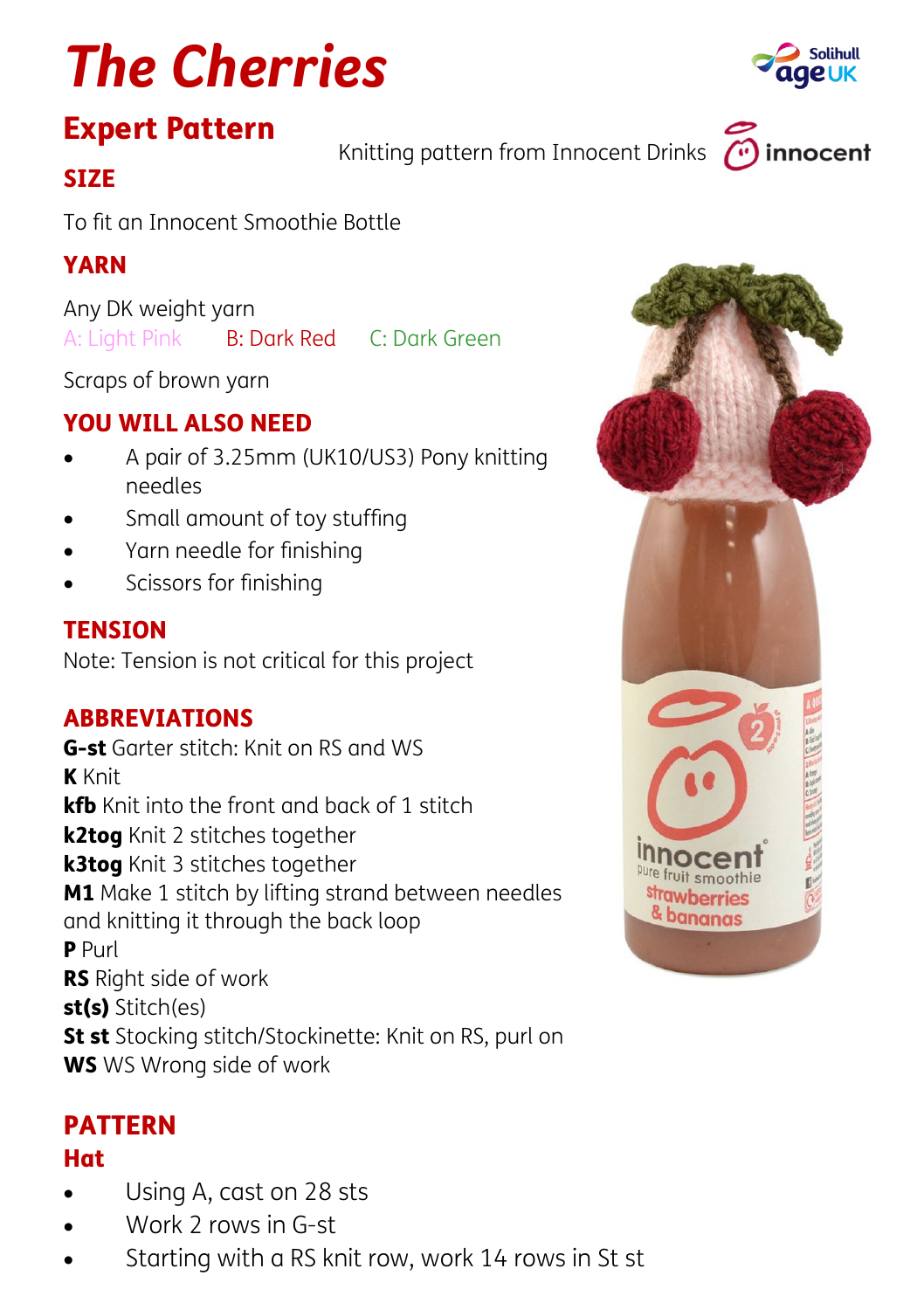# The Cherries

## Expert Pattern

Knitting pattern from Innocent Drinks

### SIZE

To fit an Innocent Smoothie Bottle

### YARN

Any DK weight yarn

A: Light Pink    B: Dark Red    C: Dark Green

Scraps of brown yarn

### YOU WILL ALSO NEED

- A pair of 3.25mm (UK10/US3) Pony knitting needles
- Small amount of toy stuffing
- Yarn needle for finishing
- Scissors for finishing

### TENSION

Note: Tension is not critical for this project

### ABBREVIATIONS

**G-st** Garter stitch: Knit on RS and WS
**K** Knit
**kfb** Knit into the front and back of 1 stitch
**k2tog** Knit 2 stitches together
**k3tog** Knit 3 stitches together
**M1** Make 1 stitch by lifting strand between needles and knitting it through the back loop
**P** Purl
**RS** Right side of work
**st(s)** Stitch(es)
**St st** Stocking stitch/Stockinette: Knit on RS, purl on WS
**WS** Wrong side of work

## PATTERN

### Hat

- Using A, cast on 28 sts
- Work 2 rows in G-st
- Starting with a RS knit row, work 14 rows in St st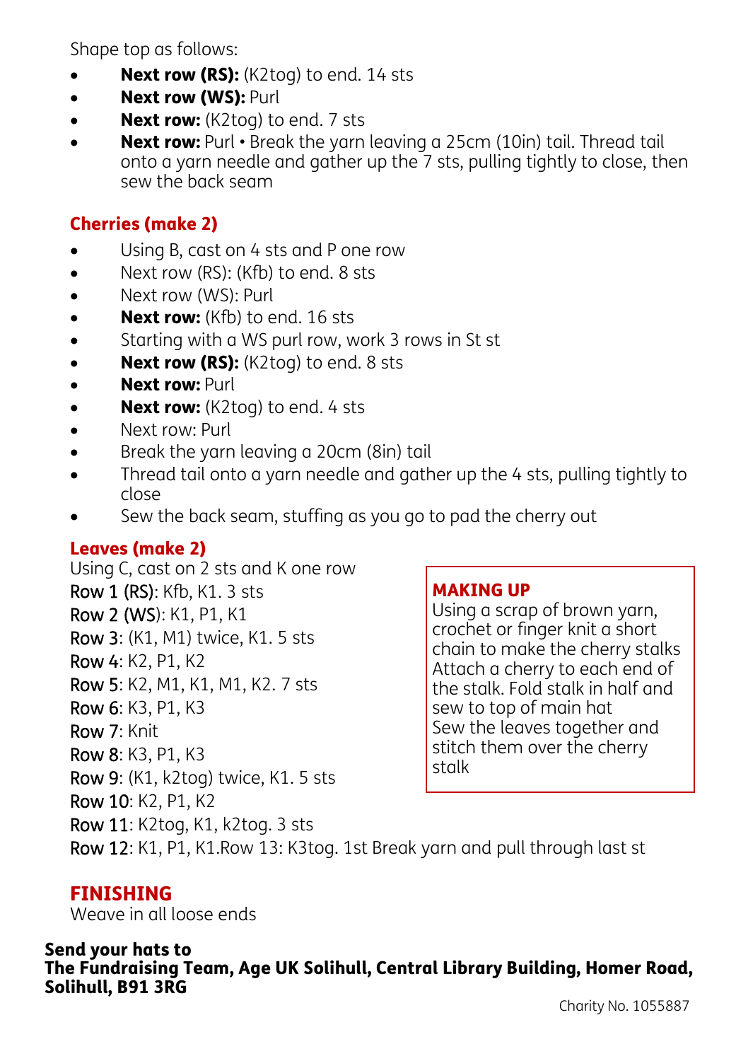Shape top as follows:

- **Next row (RS):** (K2tog) to end. 14 sts
- **Next row (WS):** Purl
- **Next row:** (K2tog) to end. 7 sts
- **Next row:** Purl • Break the yarn leaving a 25cm (10in) tail. Thread tail onto a yarn needle and gather up the 7 sts, pulling tightly to close, then sew the back seam

## Cherries (make 2)

- Using B, cast on 4 sts and P one row
- Next row (RS): (Kfb) to end. 8 sts
- Next row (WS): Purl
- **Next row:** (Kfb) to end. 16 sts
- Starting with a WS purl row, work 3 rows in St st
- **Next row (RS):** (K2tog) to end. 8 sts
- **Next row:** Purl
- **Next row:** (K2tog) to end. 4 sts
- Next row: Purl
- Break the yarn leaving a 20cm (8in) tail
- Thread tail onto a yarn needle and gather up the 4 sts, pulling tightly to close
- Sew the back seam, stuffing as you go to pad the cherry out

## Leaves (make 2)

Using C, cast on 2 sts and K one row
Row 1 (RS): Kfb, K1. 3 sts
Row 2 (WS): K1, P1, K1
Row 3: (K1, M1) twice, K1. 5 sts
Row 4: K2, P1, K2
Row 5: K2, M1, K1, M1, K2. 7 sts
Row 6: K3, P1, K3
Row 7: Knit
Row 8: K3, P1, K3
Row 9: (K1, k2tog) twice, K1. 5 sts
Row 10: K2, P1, K2
Row 11: K2tog, K1, k2tog. 3 sts
Row 12: K1, P1, K1.Row 13: K3tog. 1st Break yarn and pull through last st

## MAKING UP

Using a scrap of brown yarn, crochet or finger knit a short chain to make the cherry stalks
Attach a cherry to each end of the stalk. Fold stalk in half and sew to top of main hat
Sew the leaves together and stitch them over the cherry stalk

## FINISHING

Weave in all loose ends

**Send your hats to**
**The Fundraising Team, Age UK Solihull, Central Library Building, Homer Road, Solihull, B91 3RG**

Charity No. 1055887